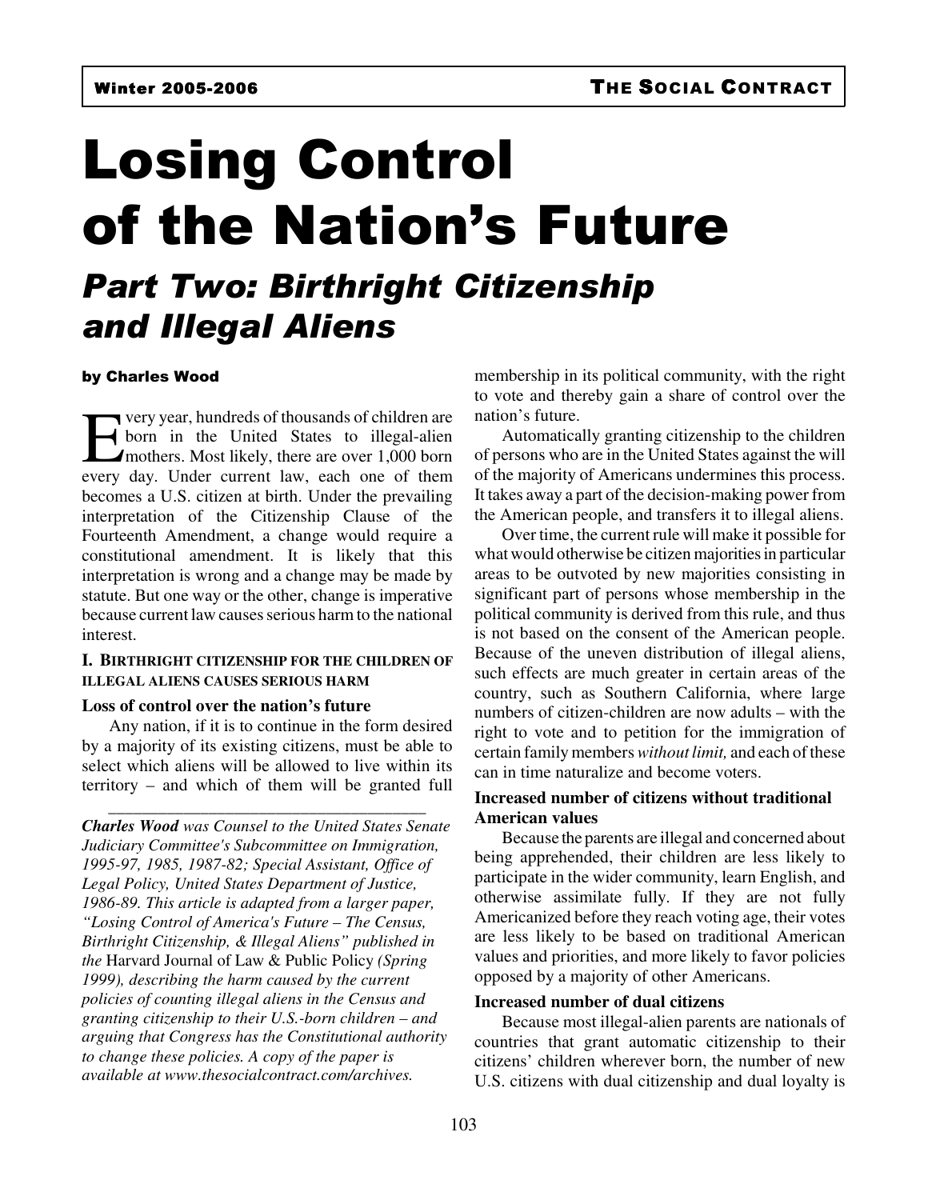# Losing Control of the Nation's Future

## *Part Two: Birthright Citizenship and Illegal Aliens*

**by Charles Wood**

Every year, hundreds of thousands of children are born in the United States to illegal-alien mothers. Most likely, there are over 1,000 born every day. Under current law, each one of them becomes a U.S. citizen at birth. Under the prevailing interpretation of the Citizenship Clause of the Fourteenth Amendment, a change would require a constitutional amendment. It is likely that this interpretation is wrong and a change may be made by statute. But one way or the other, change is imperative because current law causes serious harm to the national interest.

### I. Birthright Citizenship for the Children of Illegal Aliens Causes Serious Harm

**Loss of control over the nation's future**

Any nation, if it is to continue in the form desired by a majority of its existing citizens, must be able to select which aliens will be allowed to live within its territory – and which of them will be granted full membership in its political community, with the right to vote and thereby gain a share of control over the nation's future.

Automatically granting citizenship to the children of persons who are in the United States against the will of the majority of Americans undermines this process. It takes away a part of the decision-making power from the American people, and transfers it to illegal aliens.

Over time, the current rule will make it possible for what would otherwise be citizen majorities in particular areas to be outvoted by new majorities consisting in significant part of persons whose membership in the political community is derived from this rule, and thus is not based on the consent of the American people. Because of the uneven distribution of illegal aliens, such effects are much greater in certain areas of the country, such as Southern California, where large numbers of citizen-children are now adults – with the right to vote and to petition for the immigration of certain family members *without limit,* and each of these can in time naturalize and become voters.

**Increased number of citizens without traditional American values**

Because the parents are illegal and concerned about being apprehended, their children are less likely to participate in the wider community, learn English, and otherwise assimilate fully. If they are not fully Americanized before they reach voting age, their votes are less likely to be based on traditional American values and priorities, and more likely to favor policies opposed by a majority of other Americans.

**Increased number of dual citizens**

Because most illegal-alien parents are nationals of countries that grant automatic citizenship to their citizens' children wherever born, the number of new U.S. citizens with dual citizenship and dual loyalty is

---

***Charles Wood** was Counsel to the United States Senate Judiciary Committee's Subcommittee on Immigration, 1995-97, 1985, 1987-82; Special Assistant, Office of Legal Policy, United States Department of Justice, 1986-89. This article is adapted from a larger paper, "Losing Control of America's Future – The Census, Birthright Citizenship, & Illegal Aliens" published in the* Harvard Journal of Law & Public Policy *(Spring 1999), describing the harm caused by the current policies of counting illegal aliens in the Census and granting citizenship to their U.S.-born children – and arguing that Congress has the Constitutional authority to change these policies. A copy of the paper is available at www.thesocialcontract.com/archives.*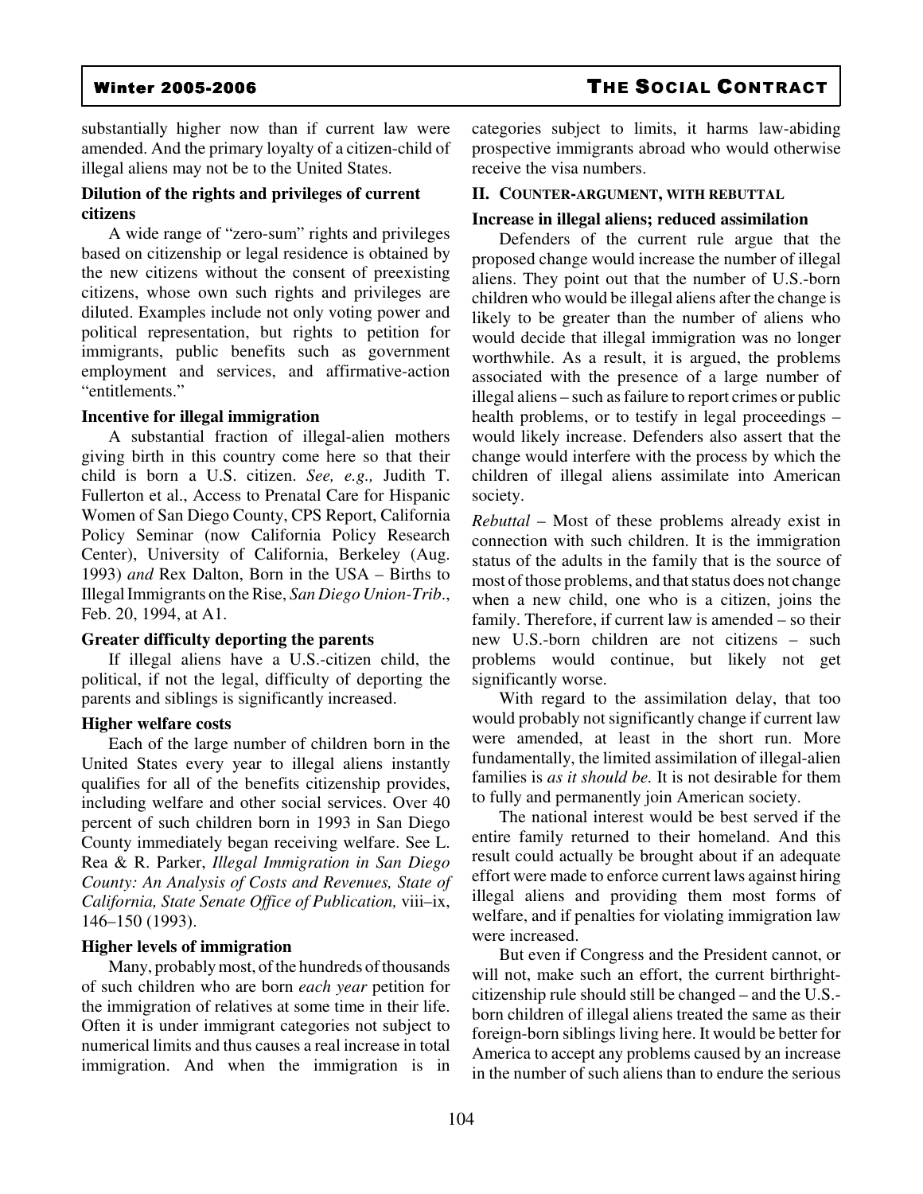substantially higher now than if current law were amended. And the primary loyalty of a citizen-child of illegal aliens may not be to the United States.

**Dilution of the rights and privileges of current citizens**

A wide range of "zero-sum" rights and privileges based on citizenship or legal residence is obtained by the new citizens without the consent of preexisting citizens, whose own such rights and privileges are diluted. Examples include not only voting power and political representation, but rights to petition for immigrants, public benefits such as government employment and services, and affirmative-action "entitlements."

**Incentive for illegal immigration**

A substantial fraction of illegal-alien mothers giving birth in this country come here so that their child is born a U.S. citizen. *See, e.g.,* Judith T. Fullerton et al., Access to Prenatal Care for Hispanic Women of San Diego County, CPS Report, California Policy Seminar (now California Policy Research Center), University of California, Berkeley (Aug. 1993) *and* Rex Dalton, Born in the USA – Births to Illegal Immigrants on the Rise, *San Diego Union-Trib*., Feb. 20, 1994, at A1.

**Greater difficulty deporting the parents**

If illegal aliens have a U.S.-citizen child, the political, if not the legal, difficulty of deporting the parents and siblings is significantly increased.

**Higher welfare costs**

Each of the large number of children born in the United States every year to illegal aliens instantly qualifies for all of the benefits citizenship provides, including welfare and other social services. Over 40 percent of such children born in 1993 in San Diego County immediately began receiving welfare. See L. Rea & R. Parker, *Illegal Immigration in San Diego County: An Analysis of Costs and Revenues, State of California, State Senate Office of Publication,* viii–ix, 146–150 (1993).

**Higher levels of immigration**

Many, probably most, of the hundreds of thousands of such children who are born *each year* petition for the immigration of relatives at some time in their life. Often it is under immigrant categories not subject to numerical limits and thus causes a real increase in total immigration. And when the immigration is in categories subject to limits, it harms law-abiding prospective immigrants abroad who would otherwise receive the visa numbers.

## II. Counter-argument, with rebuttal

**Increase in illegal aliens; reduced assimilation**

Defenders of the current rule argue that the proposed change would increase the number of illegal aliens. They point out that the number of U.S.-born children who would be illegal aliens after the change is likely to be greater than the number of aliens who would decide that illegal immigration was no longer worthwhile. As a result, it is argued, the problems associated with the presence of a large number of illegal aliens – such as failure to report crimes or public health problems, or to testify in legal proceedings – would likely increase. Defenders also assert that the change would interfere with the process by which the children of illegal aliens assimilate into American society.

*Rebuttal* – Most of these problems already exist in connection with such children. It is the immigration status of the adults in the family that is the source of most of those problems, and that status does not change when a new child, one who is a citizen, joins the family. Therefore, if current law is amended – so their new U.S.-born children are not citizens – such problems would continue, but likely not get significantly worse.

With regard to the assimilation delay, that too would probably not significantly change if current law were amended, at least in the short run. More fundamentally, the limited assimilation of illegal-alien families is *as it should be.* It is not desirable for them to fully and permanently join American society.

The national interest would be best served if the entire family returned to their homeland. And this result could actually be brought about if an adequate effort were made to enforce current laws against hiring illegal aliens and providing them most forms of welfare, and if penalties for violating immigration law were increased.

But even if Congress and the President cannot, or will not, make such an effort, the current birthright-citizenship rule should still be changed – and the U.S.-born children of illegal aliens treated the same as their foreign-born siblings living here. It would be better for America to accept any problems caused by an increase in the number of such aliens than to endure the serious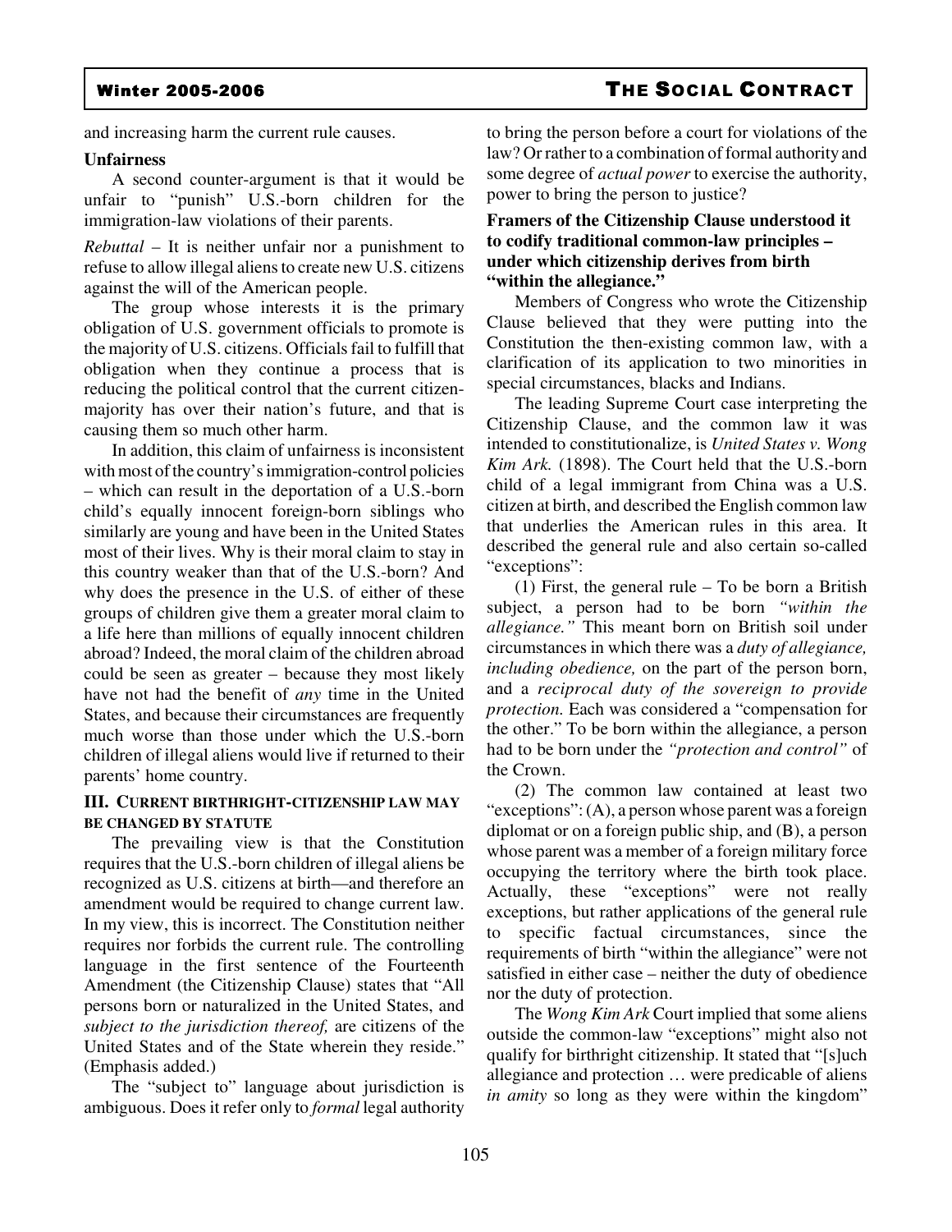and increasing harm the current rule causes.

**Unfairness**

A second counter-argument is that it would be unfair to "punish" U.S.-born children for the immigration-law violations of their parents.

*Rebuttal* – It is neither unfair nor a punishment to refuse to allow illegal aliens to create new U.S. citizens against the will of the American people.

The group whose interests it is the primary obligation of U.S. government officials to promote is the majority of U.S. citizens. Officials fail to fulfill that obligation when they continue a process that is reducing the political control that the current citizen-majority has over their nation's future, and that is causing them so much other harm.

In addition, this claim of unfairness is inconsistent with most of the country's immigration-control policies – which can result in the deportation of a U.S.-born child's equally innocent foreign-born siblings who similarly are young and have been in the United States most of their lives. Why is their moral claim to stay in this country weaker than that of the U.S.-born? And why does the presence in the U.S. of either of these groups of children give them a greater moral claim to a life here than millions of equally innocent children abroad? Indeed, the moral claim of the children abroad could be seen as greater – because they most likely have not had the benefit of *any* time in the United States, and because their circumstances are frequently much worse than those under which the U.S.-born children of illegal aliens would live if returned to their parents' home country.

### III. Current Birthright-Citizenship Law May Be Changed by Statute

The prevailing view is that the Constitution requires that the U.S.-born children of illegal aliens be recognized as U.S. citizens at birth—and therefore an amendment would be required to change current law. In my view, this is incorrect. The Constitution neither requires nor forbids the current rule. The controlling language in the first sentence of the Fourteenth Amendment (the Citizenship Clause) states that "All persons born or naturalized in the United States, and *subject to the jurisdiction thereof,* are citizens of the United States and of the State wherein they reside." (Emphasis added.)

The "subject to" language about jurisdiction is ambiguous. Does it refer only to *formal* legal authority to bring the person before a court for violations of the law? Or rather to a combination of formal authority and some degree of *actual power* to exercise the authority, power to bring the person to justice?

**Framers of the Citizenship Clause understood it to codify traditional common-law principles – under which citizenship derives from birth "within the allegiance."**

Members of Congress who wrote the Citizenship Clause believed that they were putting into the Constitution the then-existing common law, with a clarification of its application to two minorities in special circumstances, blacks and Indians.

The leading Supreme Court case interpreting the Citizenship Clause, and the common law it was intended to constitutionalize, is *United States v. Wong Kim Ark.* (1898). The Court held that the U.S.-born child of a legal immigrant from China was a U.S. citizen at birth, and described the English common law that underlies the American rules in this area. It described the general rule and also certain so-called "exceptions":

(1) First, the general rule – To be born a British subject, a person had to be born *"within the allegiance."* This meant born on British soil under circumstances in which there was a *duty of allegiance, including obedience,* on the part of the person born, and a *reciprocal duty of the sovereign to provide protection.* Each was considered a "compensation for the other." To be born within the allegiance, a person had to be born under the *"protection and control"* of the Crown.

(2) The common law contained at least two "exceptions": (A), a person whose parent was a foreign diplomat or on a foreign public ship, and (B), a person whose parent was a member of a foreign military force occupying the territory where the birth took place. Actually, these "exceptions" were not really exceptions, but rather applications of the general rule to specific factual circumstances, since the requirements of birth "within the allegiance" were not satisfied in either case – neither the duty of obedience nor the duty of protection.

The *Wong Kim Ark* Court implied that some aliens outside the common-law "exceptions" might also not qualify for birthright citizenship. It stated that "[s]uch allegiance and protection … were predicable of aliens *in amity* so long as they were within the kingdom"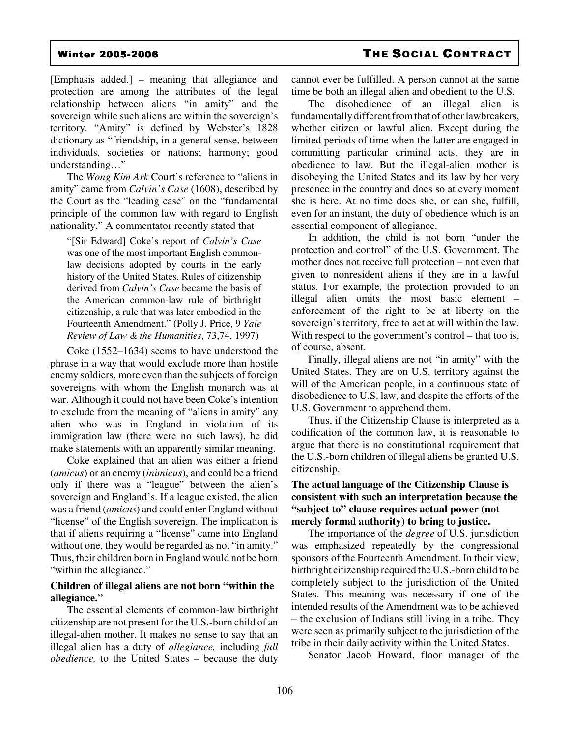[Emphasis added.] – meaning that allegiance and protection are among the attributes of the legal relationship between aliens "in amity" and the sovereign while such aliens are within the sovereign's territory. "Amity" is defined by Webster's 1828 dictionary as "friendship, in a general sense, between individuals, societies or nations; harmony; good understanding…"

The *Wong Kim Ark* Court's reference to "aliens in amity" came from *Calvin's Case* (1608), described by the Court as the "leading case" on the "fundamental principle of the common law with regard to English nationality." A commentator recently stated that

> "[Sir Edward] Coke's report of *Calvin's Case* was one of the most important English common-law decisions adopted by courts in the early history of the United States. Rules of citizenship derived from *Calvin's Case* became the basis of the American common-law rule of birthright citizenship, a rule that was later embodied in the Fourteenth Amendment." (Polly J. Price, 9 *Yale Review of Law & the Humanities*, 73,74, 1997)

Coke (1552–1634) seems to have understood the phrase in a way that would exclude more than hostile enemy soldiers, more even than the subjects of foreign sovereigns with whom the English monarch was at war. Although it could not have been Coke's intention to exclude from the meaning of "aliens in amity" any alien who was in England in violation of its immigration law (there were no such laws), he did make statements with an apparently similar meaning.

Coke explained that an alien was either a friend (*amicus*) or an enemy (*inimicus*), and could be a friend only if there was a "league" between the alien's sovereign and England's. If a league existed, the alien was a friend (*amicus*) and could enter England without "license" of the English sovereign. The implication is that if aliens requiring a "license" came into England without one, they would be regarded as not "in amity." Thus, their children born in England would not be born "within the allegiance."

**Children of illegal aliens are not born "within the allegiance."**

The essential elements of common-law birthright citizenship are not present for the U.S.-born child of an illegal-alien mother. It makes no sense to say that an illegal alien has a duty of *allegiance,* including *full obedience,* to the United States – because the duty cannot ever be fulfilled. A person cannot at the same time be both an illegal alien and obedient to the U.S.

The disobedience of an illegal alien is fundamentally different from that of other lawbreakers, whether citizen or lawful alien. Except during the limited periods of time when the latter are engaged in committing particular criminal acts, they are in obedience to law. But the illegal-alien mother is disobeying the United States and its law by her very presence in the country and does so at every moment she is here. At no time does she, or can she, fulfill, even for an instant, the duty of obedience which is an essential component of allegiance.

In addition, the child is not born "under the protection and control" of the U.S. Government. The mother does not receive full protection – not even that given to nonresident aliens if they are in a lawful status. For example, the protection provided to an illegal alien omits the most basic element – enforcement of the right to be at liberty on the sovereign's territory, free to act at will within the law. With respect to the government's control – that too is, of course, absent.

Finally, illegal aliens are not "in amity" with the United States. They are on U.S. territory against the will of the American people, in a continuous state of disobedience to U.S. law, and despite the efforts of the U.S. Government to apprehend them.

Thus, if the Citizenship Clause is interpreted as a codification of the common law, it is reasonable to argue that there is no constitutional requirement that the U.S.-born children of illegal aliens be granted U.S. citizenship.

**The actual language of the Citizenship Clause is consistent with such an interpretation because the "subject to" clause requires actual power (not merely formal authority) to bring to justice.**

The importance of the *degree* of U.S. jurisdiction was emphasized repeatedly by the congressional sponsors of the Fourteenth Amendment. In their view, birthright citizenship required the U.S.-born child to be completely subject to the jurisdiction of the United States. This meaning was necessary if one of the intended results of the Amendment was to be achieved – the exclusion of Indians still living in a tribe. They were seen as primarily subject to the jurisdiction of the tribe in their daily activity within the United States.

Senator Jacob Howard, floor manager of the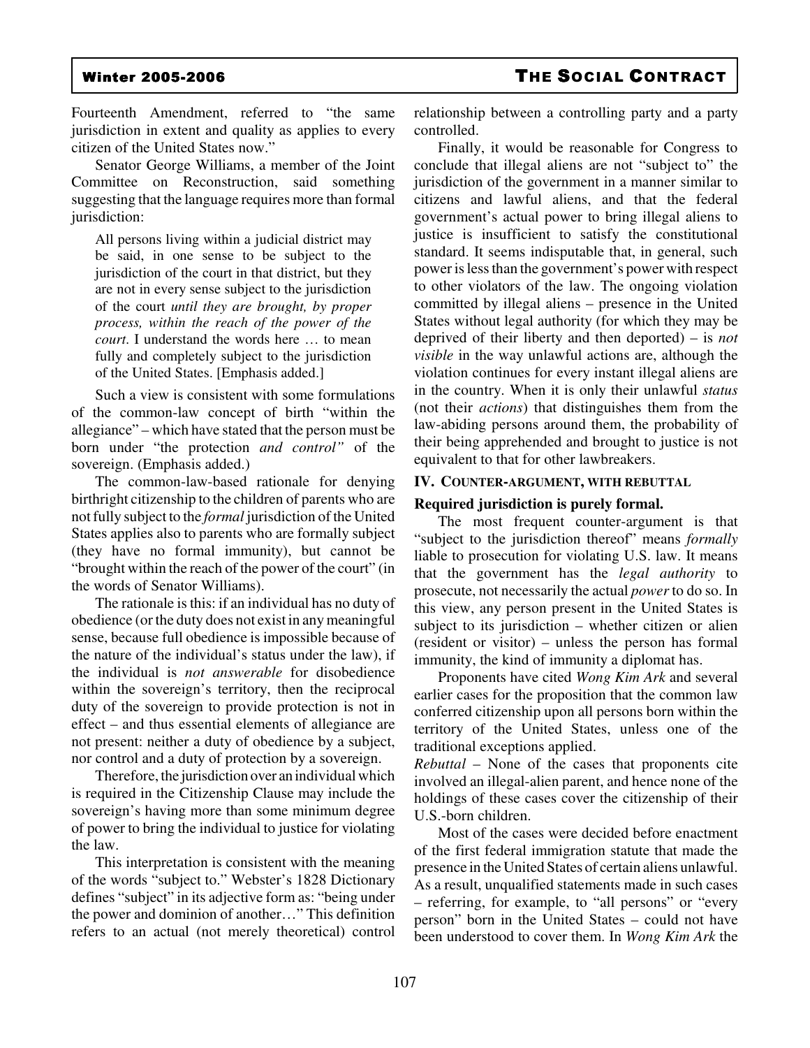Fourteenth Amendment, referred to "the same jurisdiction in extent and quality as applies to every citizen of the United States now."

Senator George Williams, a member of the Joint Committee on Reconstruction, said something suggesting that the language requires more than formal jurisdiction:

> All persons living within a judicial district may be said, in one sense to be subject to the jurisdiction of the court in that district, but they are not in every sense subject to the jurisdiction of the court *until they are brought, by proper process, within the reach of the power of the court*. I understand the words here … to mean fully and completely subject to the jurisdiction of the United States. [Emphasis added.]

Such a view is consistent with some formulations of the common-law concept of birth "within the allegiance" – which have stated that the person must be born under "the protection *and control"* of the sovereign. (Emphasis added.)

The common-law-based rationale for denying birthright citizenship to the children of parents who are not fully subject to the *formal* jurisdiction of the United States applies also to parents who are formally subject (they have no formal immunity), but cannot be "brought within the reach of the power of the court" (in the words of Senator Williams).

The rationale is this: if an individual has no duty of obedience (or the duty does not exist in any meaningful sense, because full obedience is impossible because of the nature of the individual's status under the law), if the individual is *not answerable* for disobedience within the sovereign's territory, then the reciprocal duty of the sovereign to provide protection is not in effect – and thus essential elements of allegiance are not present: neither a duty of obedience by a subject, nor control and a duty of protection by a sovereign.

Therefore, the jurisdiction over an individual which is required in the Citizenship Clause may include the sovereign's having more than some minimum degree of power to bring the individual to justice for violating the law.

This interpretation is consistent with the meaning of the words "subject to." Webster's 1828 Dictionary defines "subject" in its adjective form as: "being under the power and dominion of another…" This definition refers to an actual (not merely theoretical) control relationship between a controlling party and a party controlled.

Finally, it would be reasonable for Congress to conclude that illegal aliens are not "subject to" the jurisdiction of the government in a manner similar to citizens and lawful aliens, and that the federal government's actual power to bring illegal aliens to justice is insufficient to satisfy the constitutional standard. It seems indisputable that, in general, such power is less than the government's power with respect to other violators of the law. The ongoing violation committed by illegal aliens – presence in the United States without legal authority (for which they may be deprived of their liberty and then deported) – is *not visible* in the way unlawful actions are, although the violation continues for every instant illegal aliens are in the country. When it is only their unlawful *status* (not their *actions*) that distinguishes them from the law-abiding persons around them, the probability of their being apprehended and brought to justice is not equivalent to that for other lawbreakers.

## IV. Counter-Argument, with Rebuttal

### Required jurisdiction is purely formal.

The most frequent counter-argument is that "subject to the jurisdiction thereof" means *formally* liable to prosecution for violating U.S. law. It means that the government has the *legal authority* to prosecute, not necessarily the actual *power* to do so. In this view, any person present in the United States is subject to its jurisdiction – whether citizen or alien (resident or visitor) – unless the person has formal immunity, the kind of immunity a diplomat has.

Proponents have cited *Wong Kim Ark* and several earlier cases for the proposition that the common law conferred citizenship upon all persons born within the territory of the United States, unless one of the traditional exceptions applied.

*Rebuttal* – None of the cases that proponents cite involved an illegal-alien parent, and hence none of the holdings of these cases cover the citizenship of their U.S.-born children.

Most of the cases were decided before enactment of the first federal immigration statute that made the presence in the United States of certain aliens unlawful. As a result, unqualified statements made in such cases – referring, for example, to "all persons" or "every person" born in the United States – could not have been understood to cover them. In *Wong Kim Ark* the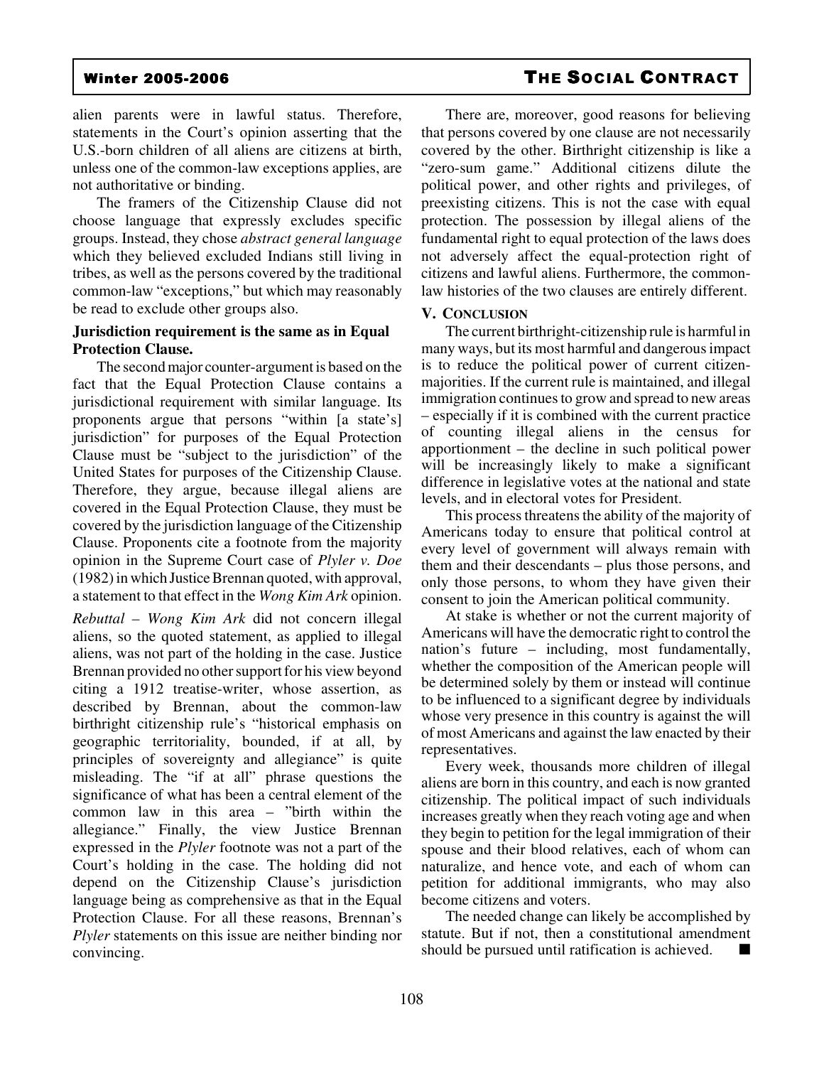alien parents were in lawful status. Therefore, statements in the Court's opinion asserting that the U.S.-born children of all aliens are citizens at birth, unless one of the common-law exceptions applies, are not authoritative or binding.

The framers of the Citizenship Clause did not choose language that expressly excludes specific groups. Instead, they chose *abstract general language* which they believed excluded Indians still living in tribes, as well as the persons covered by the traditional common-law "exceptions," but which may reasonably be read to exclude other groups also.

**Jurisdiction requirement is the same as in Equal Protection Clause.**

The second major counter-argument is based on the fact that the Equal Protection Clause contains a jurisdictional requirement with similar language. Its proponents argue that persons "within [a state's] jurisdiction" for purposes of the Equal Protection Clause must be "subject to the jurisdiction" of the United States for purposes of the Citizenship Clause. Therefore, they argue, because illegal aliens are covered in the Equal Protection Clause, they must be covered by the jurisdiction language of the Citizenship Clause. Proponents cite a footnote from the majority opinion in the Supreme Court case of *Plyler v. Doe* (1982) in which Justice Brennan quoted, with approval, a statement to that effect in the *Wong Kim Ark* opinion.

*Rebuttal* – *Wong Kim Ark* did not concern illegal aliens, so the quoted statement, as applied to illegal aliens, was not part of the holding in the case. Justice Brennan provided no other support for his view beyond citing a 1912 treatise-writer, whose assertion, as described by Brennan, about the common-law birthright citizenship rule's "historical emphasis on geographic territoriality, bounded, if at all, by principles of sovereignty and allegiance" is quite misleading. The "if at all" phrase questions the significance of what has been a central element of the common law in this area – "birth within the allegiance." Finally, the view Justice Brennan expressed in the *Plyler* footnote was not a part of the Court's holding in the case. The holding did not depend on the Citizenship Clause's jurisdiction language being as comprehensive as that in the Equal Protection Clause. For all these reasons, Brennan's *Plyler* statements on this issue are neither binding nor convincing.

There are, moreover, good reasons for believing that persons covered by one clause are not necessarily covered by the other. Birthright citizenship is like a "zero-sum game." Additional citizens dilute the political power, and other rights and privileges, of preexisting citizens. This is not the case with equal protection. The possession by illegal aliens of the fundamental right to equal protection of the laws does not adversely affect the equal-protection right of citizens and lawful aliens. Furthermore, the common-law histories of the two clauses are entirely different.

## V. Conclusion

The current birthright-citizenship rule is harmful in many ways, but its most harmful and dangerous impact is to reduce the political power of current citizen-majorities. If the current rule is maintained, and illegal immigration continues to grow and spread to new areas – especially if it is combined with the current practice of counting illegal aliens in the census for apportionment – the decline in such political power will be increasingly likely to make a significant difference in legislative votes at the national and state levels, and in electoral votes for President.

This process threatens the ability of the majority of Americans today to ensure that political control at every level of government will always remain with them and their descendants – plus those persons, and only those persons, to whom they have given their consent to join the American political community.

At stake is whether or not the current majority of Americans will have the democratic right to control the nation's future – including, most fundamentally, whether the composition of the American people will be determined solely by them or instead will continue to be influenced to a significant degree by individuals whose very presence in this country is against the will of most Americans and against the law enacted by their representatives.

Every week, thousands more children of illegal aliens are born in this country, and each is now granted citizenship. The political impact of such individuals increases greatly when they reach voting age and when they begin to petition for the legal immigration of their spouse and their blood relatives, each of whom can naturalize, and hence vote, and each of whom can petition for additional immigrants, who may also become citizens and voters.

The needed change can likely be accomplished by statute. But if not, then a constitutional amendment should be pursued until ratification is achieved. ■